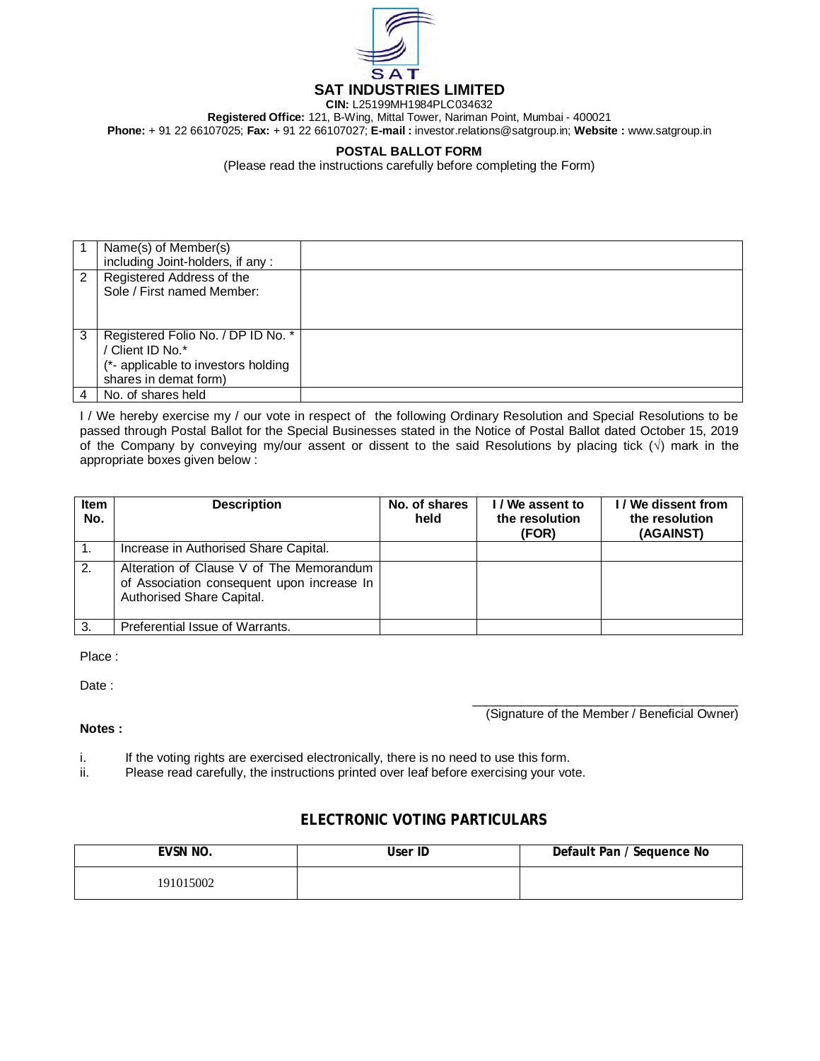# SAT INDUSTRIES LIMITED

**CIN:** L25199MH1984PLC034632

**Registered Office:** 121, B-Wing, Mittal Tower, Nariman Point, Mumbai - 400021

**Phone:** + 91 22 66107025; **Fax:** + 91 22 66107027; **E-mail :** investor.relations@satgroup.in; **Website :** www.satgroup.in

## POSTAL BALLOT FORM

(Please read the instructions carefully before completing the Form)

| | | |
|---|---|---|
| 1 | Name(s) of Member(s) including Joint-holders, if any : | |
| 2 | Registered Address of the Sole / First named Member: | |
| 3 | Registered Folio No. / DP ID No. * / Client ID No.* (*- applicable to investors holding shares in demat form) | |
| 4 | No. of shares held | |

I / We hereby exercise my / our vote in respect of the following Ordinary Resolution and Special Resolutions to be passed through Postal Ballot for the Special Businesses stated in the Notice of Postal Ballot dated October 15, 2019 of the Company by conveying my/our assent or dissent to the said Resolutions by placing tick (√) mark in the appropriate boxes given below :

| Item No. | Description | No. of shares held | I / We assent to the resolution (FOR) | I / We dissent from the resolution (AGAINST) |
|---|---|---|---|---|
| 1. | Increase in Authorised Share Capital. | | | |
| 2. | Alteration of Clause V of The Memorandum of Association consequent upon increase In Authorised Share Capital. | | | |
| 3. | Preferential Issue of Warrants. | | | |

Place :

Date :

(Signature of the Member / Beneficial Owner)

**Notes :**

i. If the voting rights are exercised electronically, there is no need to use this form.

ii. Please read carefully, the instructions printed over leaf before exercising your vote.

## ELECTRONIC VOTING PARTICULARS

| EVSN NO. | User ID | Default Pan / Sequence No |
|---|---|---|
| 191015002 | | |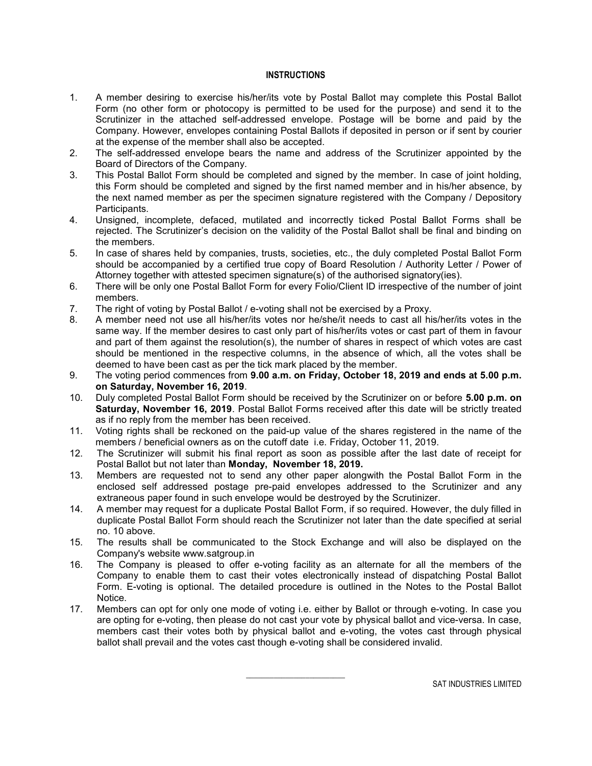**INSTRUCTIONS**

1. A member desiring to exercise his/her/its vote by Postal Ballot may complete this Postal Ballot Form (no other form or photocopy is permitted to be used for the purpose) and send it to the Scrutinizer in the attached self-addressed envelope. Postage will be borne and paid by the Company. However, envelopes containing Postal Ballots if deposited in person or if sent by courier at the expense of the member shall also be accepted.
2. The self-addressed envelope bears the name and address of the Scrutinizer appointed by the Board of Directors of the Company.
3. This Postal Ballot Form should be completed and signed by the member. In case of joint holding, this Form should be completed and signed by the first named member and in his/her absence, by the next named member as per the specimen signature registered with the Company / Depository Participants.
4. Unsigned, incomplete, defaced, mutilated and incorrectly ticked Postal Ballot Forms shall be rejected. The Scrutinizer's decision on the validity of the Postal Ballot shall be final and binding on the members.
5. In case of shares held by companies, trusts, societies, etc., the duly completed Postal Ballot Form should be accompanied by a certified true copy of Board Resolution / Authority Letter / Power of Attorney together with attested specimen signature(s) of the authorised signatory(ies).
6. There will be only one Postal Ballot Form for every Folio/Client ID irrespective of the number of joint members.
7. The right of voting by Postal Ballot / e-voting shall not be exercised by a Proxy.
8. A member need not use all his/her/its votes nor he/she/it needs to cast all his/her/its votes in the same way. If the member desires to cast only part of his/her/its votes or cast part of them in favour and part of them against the resolution(s), the number of shares in respect of which votes are cast should be mentioned in the respective columns, in the absence of which, all the votes shall be deemed to have been cast as per the tick mark placed by the member.
9. The voting period commences from **9.00 a.m. on Friday, October 18, 2019 and ends at 5.00 p.m. on Saturday, November 16, 2019**.
10. Duly completed Postal Ballot Form should be received by the Scrutinizer on or before **5.00 p.m. on Saturday, November 16, 2019**. Postal Ballot Forms received after this date will be strictly treated as if no reply from the member has been received.
11. Voting rights shall be reckoned on the paid-up value of the shares registered in the name of the members / beneficial owners as on the cutoff date i.e. Friday, October 11, 2019.
12. The Scrutinizer will submit his final report as soon as possible after the last date of receipt for Postal Ballot but not later than **Monday, November 18, 2019.**
13. Members are requested not to send any other paper alongwith the Postal Ballot Form in the enclosed self addressed postage pre-paid envelopes addressed to the Scrutinizer and any extraneous paper found in such envelope would be destroyed by the Scrutinizer.
14. A member may request for a duplicate Postal Ballot Form, if so required. However, the duly filled in duplicate Postal Ballot Form should reach the Scrutinizer not later than the date specified at serial no. 10 above.
15. The results shall be communicated to the Stock Exchange and will also be displayed on the Company's website www.satgroup.in
16. The Company is pleased to offer e-voting facility as an alternate for all the members of the Company to enable them to cast their votes electronically instead of dispatching Postal Ballot Form. E-voting is optional. The detailed procedure is outlined in the Notes to the Postal Ballot Notice.
17. Members can opt for only one mode of voting i.e. either by Ballot or through e-voting. In case you are opting for e-voting, then please do not cast your vote by physical ballot and vice-versa. In case, members cast their votes both by physical ballot and e-voting, the votes cast through physical ballot shall prevail and the votes cast though e-voting shall be considered invalid.

SAT INDUSTRIES LIMITED